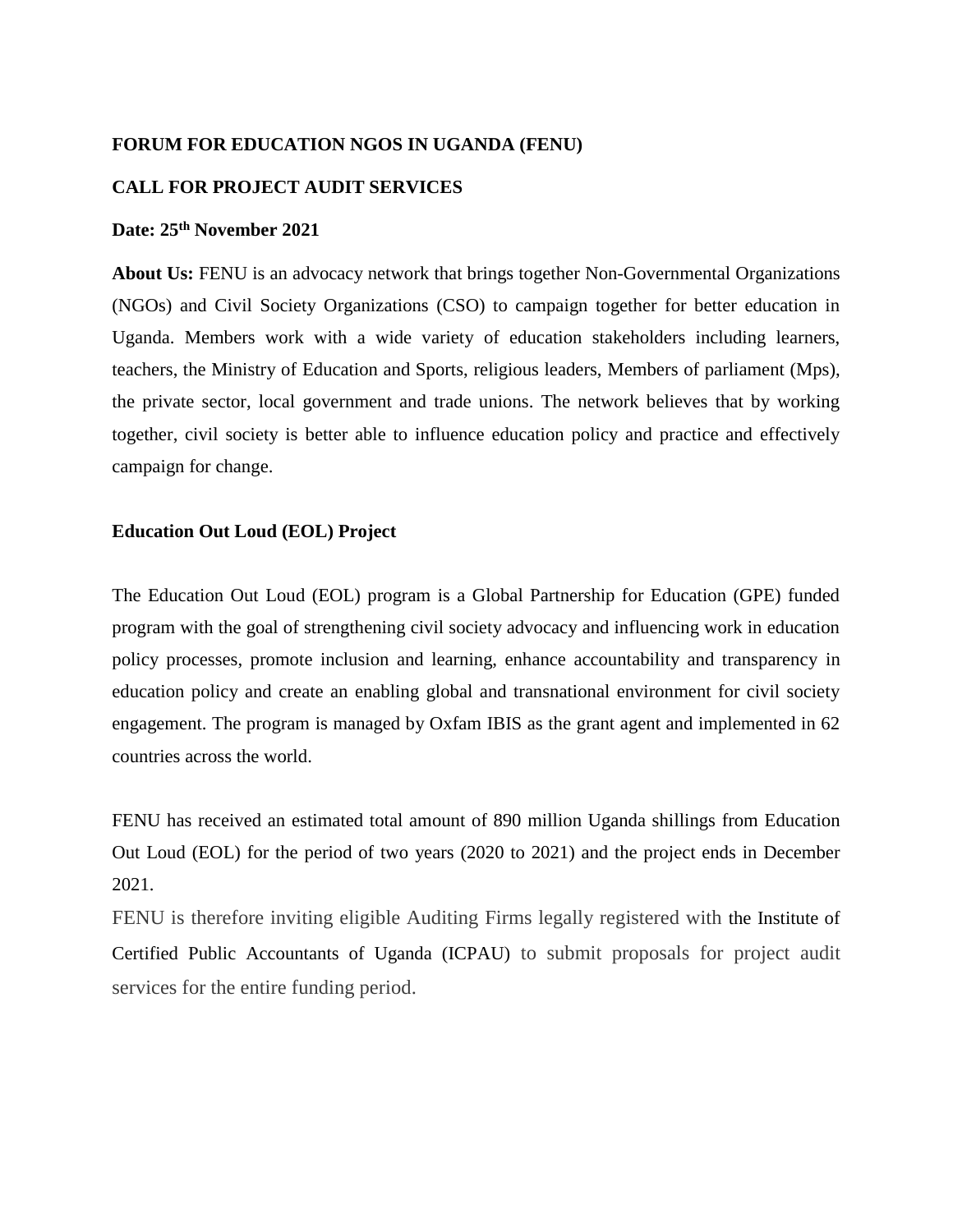**FORUM FOR EDUCATION NGOS IN UGANDA (FENU)**

**CALL FOR PROJECT AUDIT SERVICES**

**Date: 25th November 2021**

**About Us:** FENU is an advocacy network that brings together Non-Governmental Organizations (NGOs) and Civil Society Organizations (CSO) to campaign together for better education in Uganda. Members work with a wide variety of education stakeholders including learners, teachers, the Ministry of Education and Sports, religious leaders, Members of parliament (Mps), the private sector, local government and trade unions. The network believes that by working together, civil society is better able to influence education policy and practice and effectively campaign for change.

**Education Out Loud (EOL) Project**

The Education Out Loud (EOL) program is a Global Partnership for Education (GPE) funded program with the goal of strengthening civil society advocacy and influencing work in education policy processes, promote inclusion and learning, enhance accountability and transparency in education policy and create an enabling global and transnational environment for civil society engagement. The program is managed by Oxfam IBIS as the grant agent and implemented in 62 countries across the world.

FENU has received an estimated total amount of 890 million Uganda shillings from Education Out Loud (EOL) for the period of two years (2020 to 2021) and the project ends in December 2021.

FENU is therefore inviting eligible Auditing Firms legally registered with the Institute of Certified Public Accountants of Uganda (ICPAU) to submit proposals for project audit services for the entire funding period.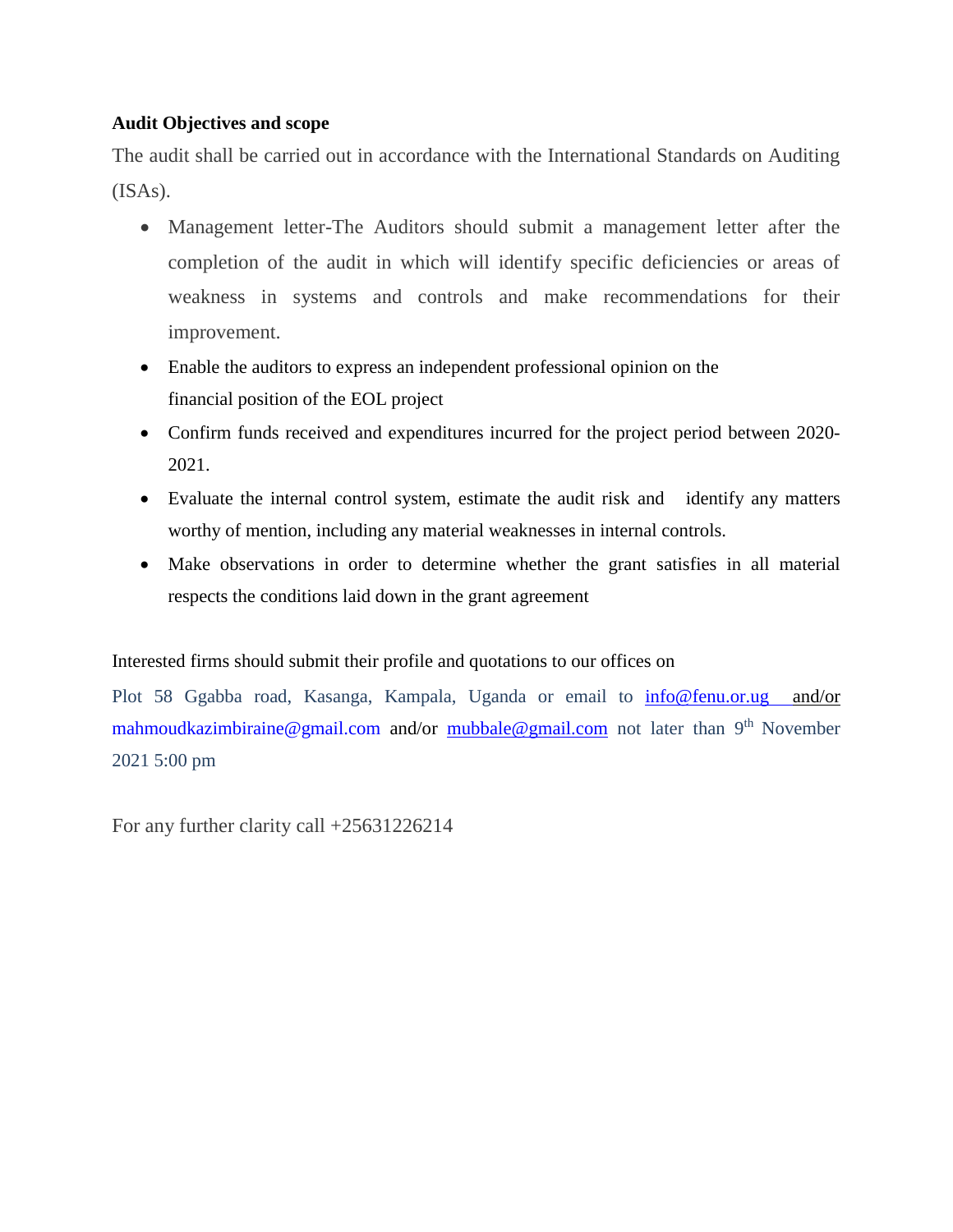**Audit Objectives and scope**

The audit shall be carried out in accordance with the International Standards on Auditing (ISAs).

- Management letter-The Auditors should submit a management letter after the completion of the audit in which will identify specific deficiencies or areas of weakness in systems and controls and make recommendations for their improvement.
- Enable the auditors to express an independent professional opinion on the financial position of the EOL project
- Confirm funds received and expenditures incurred for the project period between 2020-2021.
- Evaluate the internal control system, estimate the audit risk and identify any matters worthy of mention, including any material weaknesses in internal controls.
- Make observations in order to determine whether the grant satisfies in all material respects the conditions laid down in the grant agreement

Interested firms should submit their profile and quotations to our offices on

Plot 58 Ggabba road, Kasanga, Kampala, Uganda or email to info@fenu.or.ug and/or mahmoudkazimbiraine@gmail.com and/or mubbale@gmail.com not later than 9th November 2021 5:00 pm

For any further clarity call +25631226214